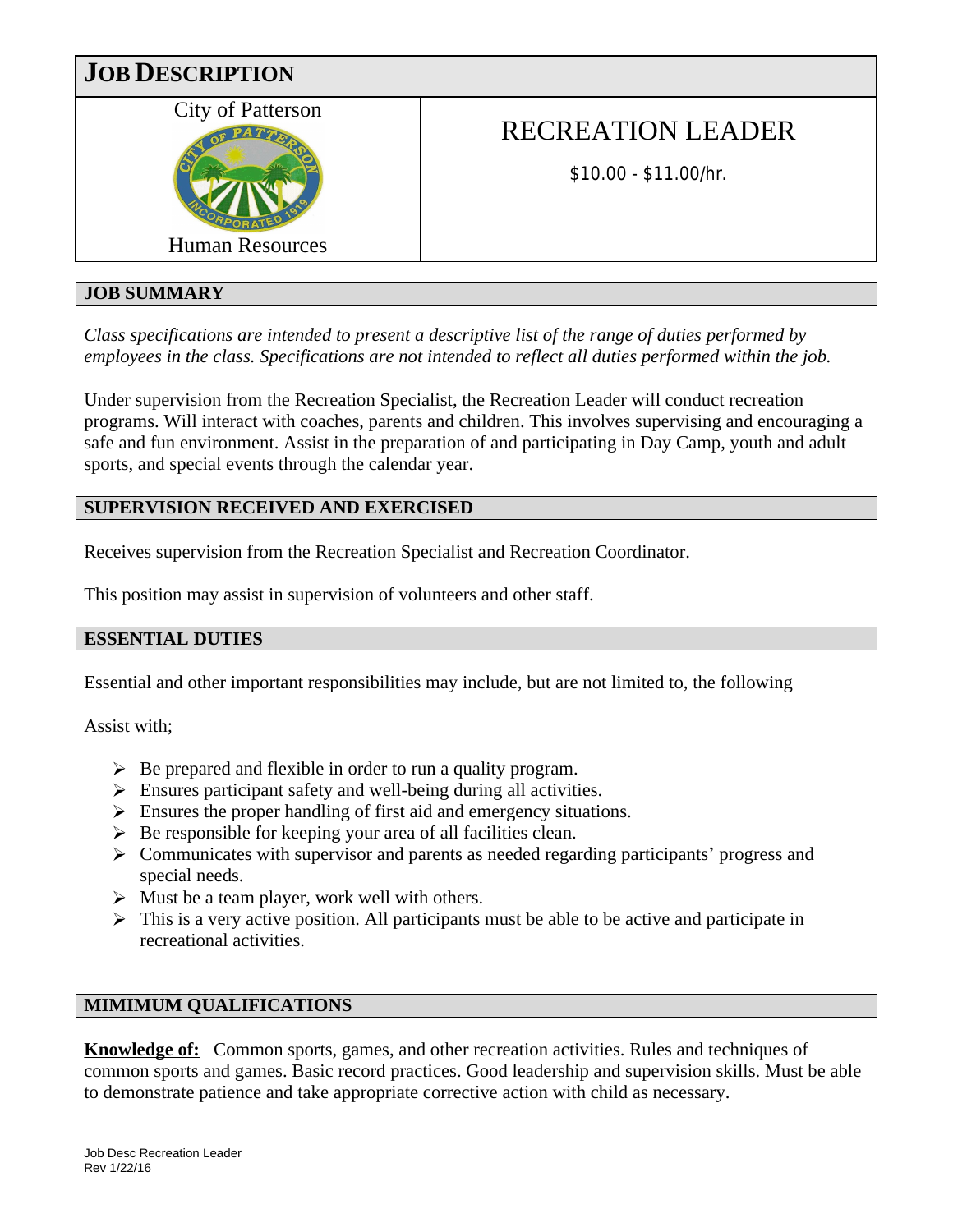# JOB DESCRIPTION

City of Patterson

Human Resources

## RECREATION LEADER

$10.00 - $11.00/hr.

## JOB SUMMARY

*Class specifications are intended to present a descriptive list of the range of duties performed by employees in the class. Specifications are not intended to reflect all duties performed within the job.*

Under supervision from the Recreation Specialist, the Recreation Leader will conduct recreation programs. Will interact with coaches, parents and children. This involves supervising and encouraging a safe and fun environment. Assist in the preparation of and participating in Day Camp, youth and adult sports, and special events through the calendar year.

## SUPERVISION RECEIVED AND EXERCISED

Receives supervision from the Recreation Specialist and Recreation Coordinator.

This position may assist in supervision of volunteers and other staff.

## ESSENTIAL DUTIES

Essential and other important responsibilities may include, but are not limited to, the following

Assist with;

- Be prepared and flexible in order to run a quality program.
- Ensures participant safety and well-being during all activities.
- Ensures the proper handling of first aid and emergency situations.
- Be responsible for keeping your area of all facilities clean.
- Communicates with supervisor and parents as needed regarding participants' progress and special needs.
- Must be a team player, work well with others.
- This is a very active position. All participants must be able to be active and participate in recreational activities.

## MIMIMUM QUALIFICATIONS

**Knowledge of:** Common sports, games, and other recreation activities. Rules and techniques of common sports and games. Basic record practices. Good leadership and supervision skills. Must be able to demonstrate patience and take appropriate corrective action with child as necessary.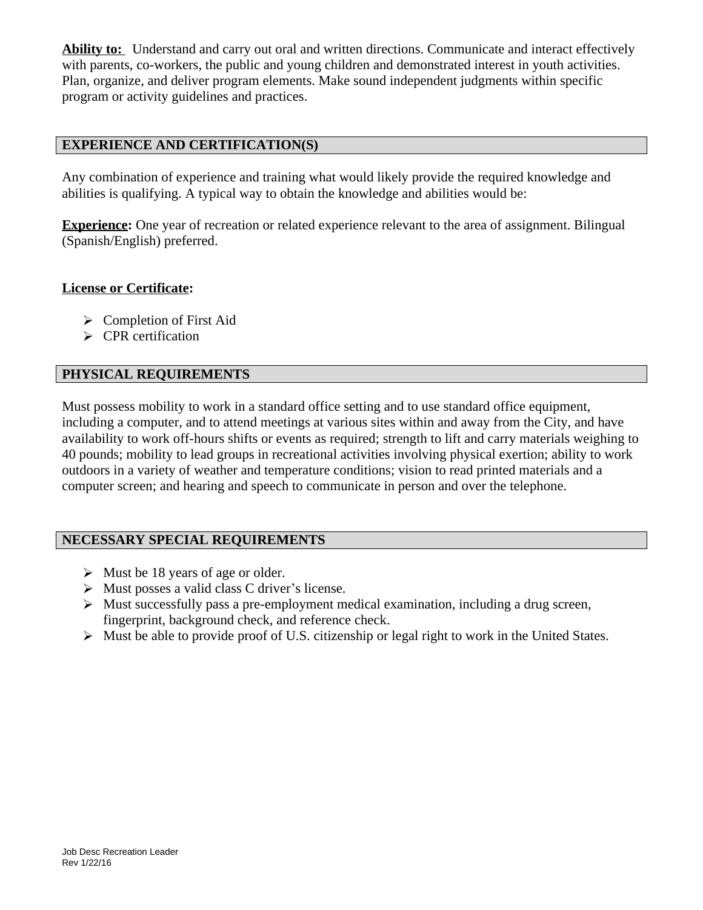**Ability to:** Understand and carry out oral and written directions. Communicate and interact effectively with parents, co-workers, the public and young children and demonstrated interest in youth activities. Plan, organize, and deliver program elements. Make sound independent judgments within specific program or activity guidelines and practices.

## EXPERIENCE AND CERTIFICATION(S)

Any combination of experience and training what would likely provide the required knowledge and abilities is qualifying. A typical way to obtain the knowledge and abilities would be:

**Experience:** One year of recreation or related experience relevant to the area of assignment. Bilingual (Spanish/English) preferred.

**License or Certificate:**

- Completion of First Aid
- CPR certification

## PHYSICAL REQUIREMENTS

Must possess mobility to work in a standard office setting and to use standard office equipment, including a computer, and to attend meetings at various sites within and away from the City, and have availability to work off-hours shifts or events as required; strength to lift and carry materials weighing to 40 pounds; mobility to lead groups in recreational activities involving physical exertion; ability to work outdoors in a variety of weather and temperature conditions; vision to read printed materials and a computer screen; and hearing and speech to communicate in person and over the telephone.

## NECESSARY SPECIAL REQUIREMENTS

- Must be 18 years of age or older.
- Must posses a valid class C driver's license.
- Must successfully pass a pre-employment medical examination, including a drug screen, fingerprint, background check, and reference check.
- Must be able to provide proof of U.S. citizenship or legal right to work in the United States.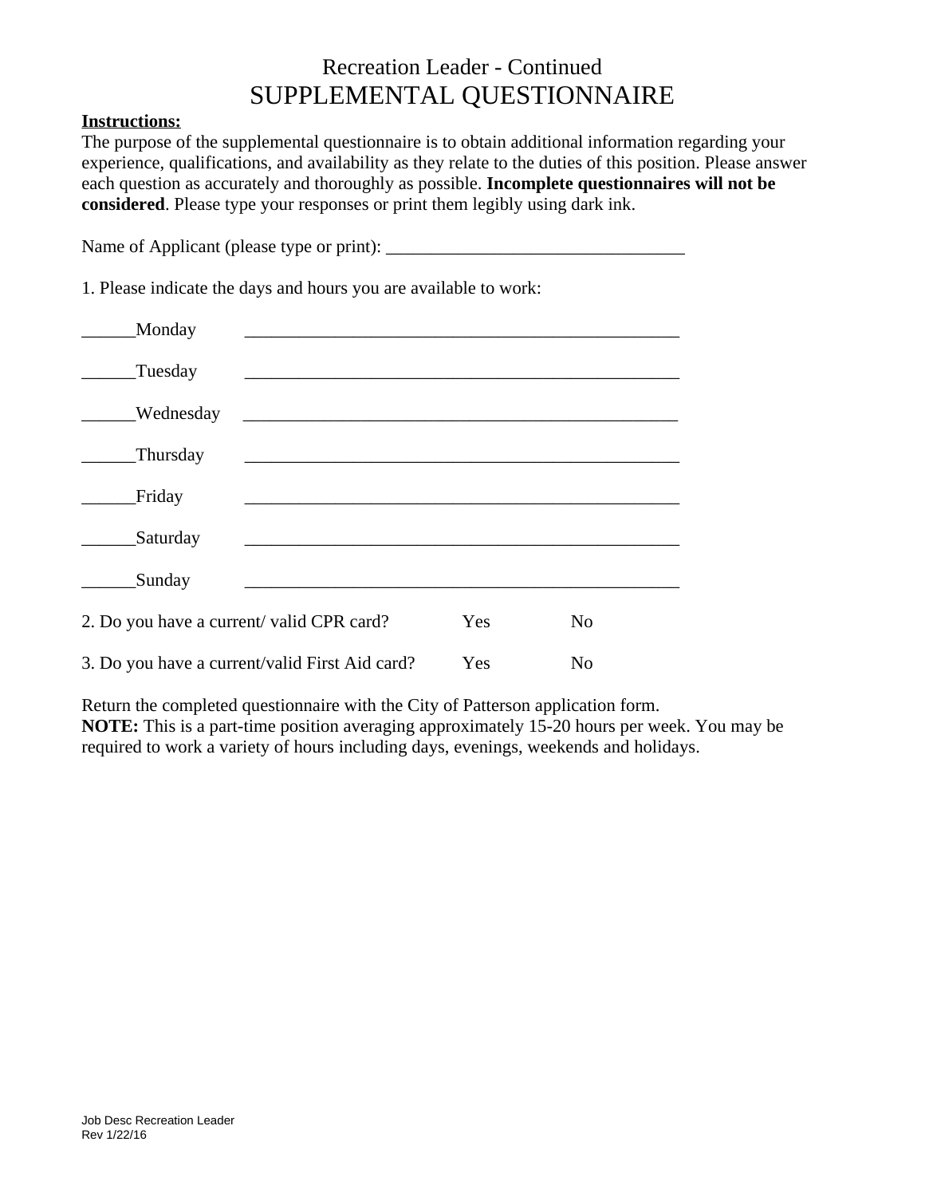Recreation Leader - Continued

# SUPPLEMENTAL QUESTIONNAIRE

**Instructions:**

The purpose of the supplemental questionnaire is to obtain additional information regarding your experience, qualifications, and availability as they relate to the duties of this position. Please answer each question as accurately and thoroughly as possible. **Incomplete questionnaires will not be considered**. Please type your responses or print them legibly using dark ink.

Name of Applicant (please type or print): _________________________________

1. Please indicate the days and hours you are available to work:

______Monday __________________________________________________

______Tuesday __________________________________________________

______Wednesday __________________________________________________

______Thursday __________________________________________________

______Friday __________________________________________________

______Saturday __________________________________________________

______Sunday __________________________________________________

2. Do you have a current/ valid CPR card? Yes No

3. Do you have a current/valid First Aid card? Yes No

Return the completed questionnaire with the City of Patterson application form.

**NOTE:** This is a part-time position averaging approximately 15-20 hours per week. You may be required to work a variety of hours including days, evenings, weekends and holidays.